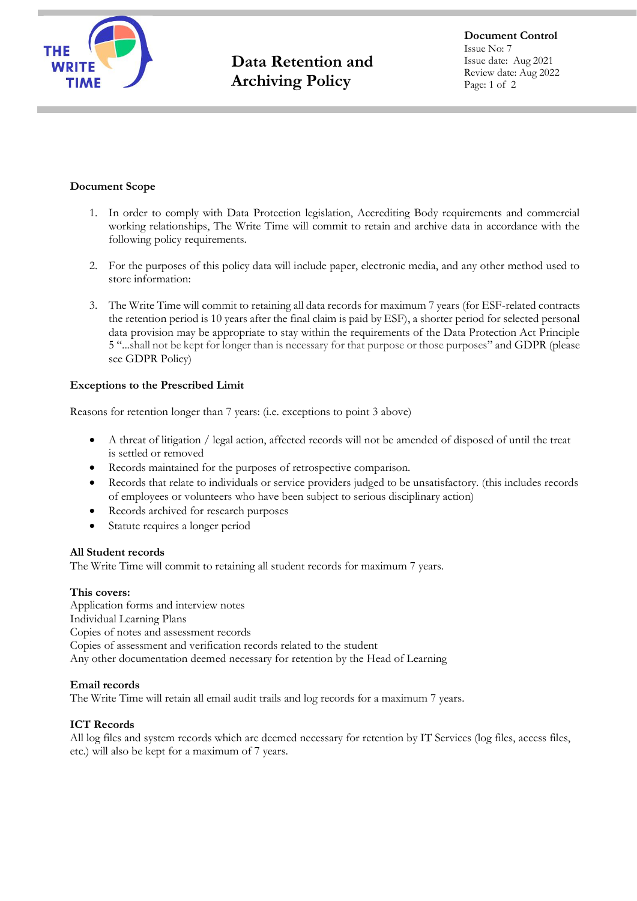# Data Retention and Archiving Policy

**Document Control**
Issue No: 7
Issue date: Aug 2021
Review date: Aug 2022

**Document Scope**

1. In order to comply with Data Protection legislation, Accrediting Body requirements and commercial working relationships, The Write Time will commit to retain and archive data in accordance with the following policy requirements.

2. For the purposes of this policy data will include paper, electronic media, and any other method used to store information:

3. The Write Time will commit to retaining all data records for maximum 7 years (for ESF-related contracts the retention period is 10 years after the final claim is paid by ESF), a shorter period for selected personal data provision may be appropriate to stay within the requirements of the Data Protection Act Principle 5 "...shall not be kept for longer than is necessary for that purpose or those purposes" and GDPR (please see GDPR Policy)

**Exceptions to the Prescribed Limit**

Reasons for retention longer than 7 years: (i.e. exceptions to point 3 above)

- A threat of litigation / legal action, affected records will not be amended of disposed of until the treat is settled or removed
- Records maintained for the purposes of retrospective comparison.
- Records that relate to individuals or service providers judged to be unsatisfactory. (this includes records of employees or volunteers who have been subject to serious disciplinary action)
- Records archived for research purposes
- Statute requires a longer period

**All Student records**
The Write Time will commit to retaining all student records for maximum 7 years.

**This covers:**
Application forms and interview notes
Individual Learning Plans
Copies of notes and assessment records
Copies of assessment and verification records related to the student
Any other documentation deemed necessary for retention by the Head of Learning

**Email records**
The Write Time will retain all email audit trails and log records for a maximum 7 years.

**ICT Records**
All log files and system records which are deemed necessary for retention by IT Services (log files, access files, etc.) will also be kept for a maximum of 7 years.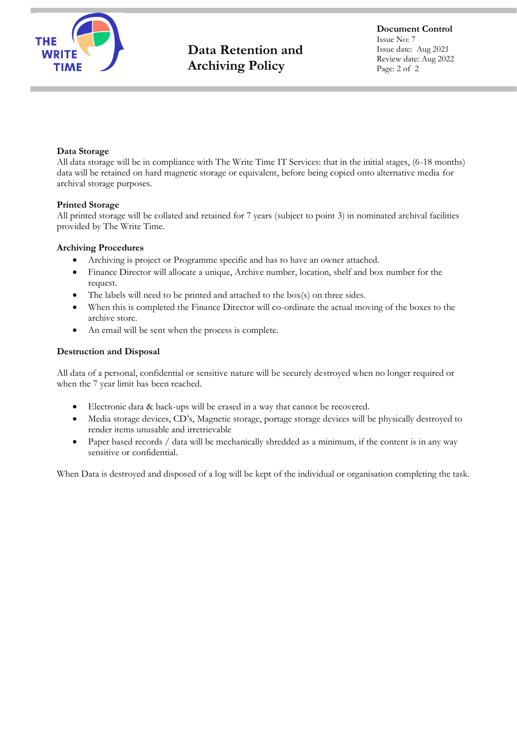### Data Storage

All data storage will be in compliance with The Write Time IT Services: that in the initial stages, (6-18 months) data will be retained on hard magnetic storage or equivalent, before being copied onto alternative media for archival storage purposes.

### Printed Storage

All printed storage will be collated and retained for 7 years (subject to point 3) in nominated archival facilities provided by The Write Time.

### Archiving Procedures

- Archiving is project or Programme specific and has to have an owner attached.
- Finance Director will allocate a unique, Archive number, location, shelf and box number for the request.
- The labels will need to be printed and attached to the box(s) on three sides.
- When this is completed the Finance Director will co-ordinate the actual moving of the boxes to the archive store.
- An email will be sent when the process is complete.

### Destruction and Disposal

All data of a personal, confidential or sensitive nature will be securely destroyed when no longer required or when the 7 year limit has been reached.

- Electronic data & back-ups will be erased in a way that cannot be recovered.
- Media storage devices, CD's, Magnetic storage, portage storage devices will be physically destroyed to render items unusable and irretrievable
- Paper based records / data will be mechanically shredded as a minimum, if the content is in any way sensitive or confidential.

When Data is destroyed and disposed of a log will be kept of the individual or organisation completing the task.